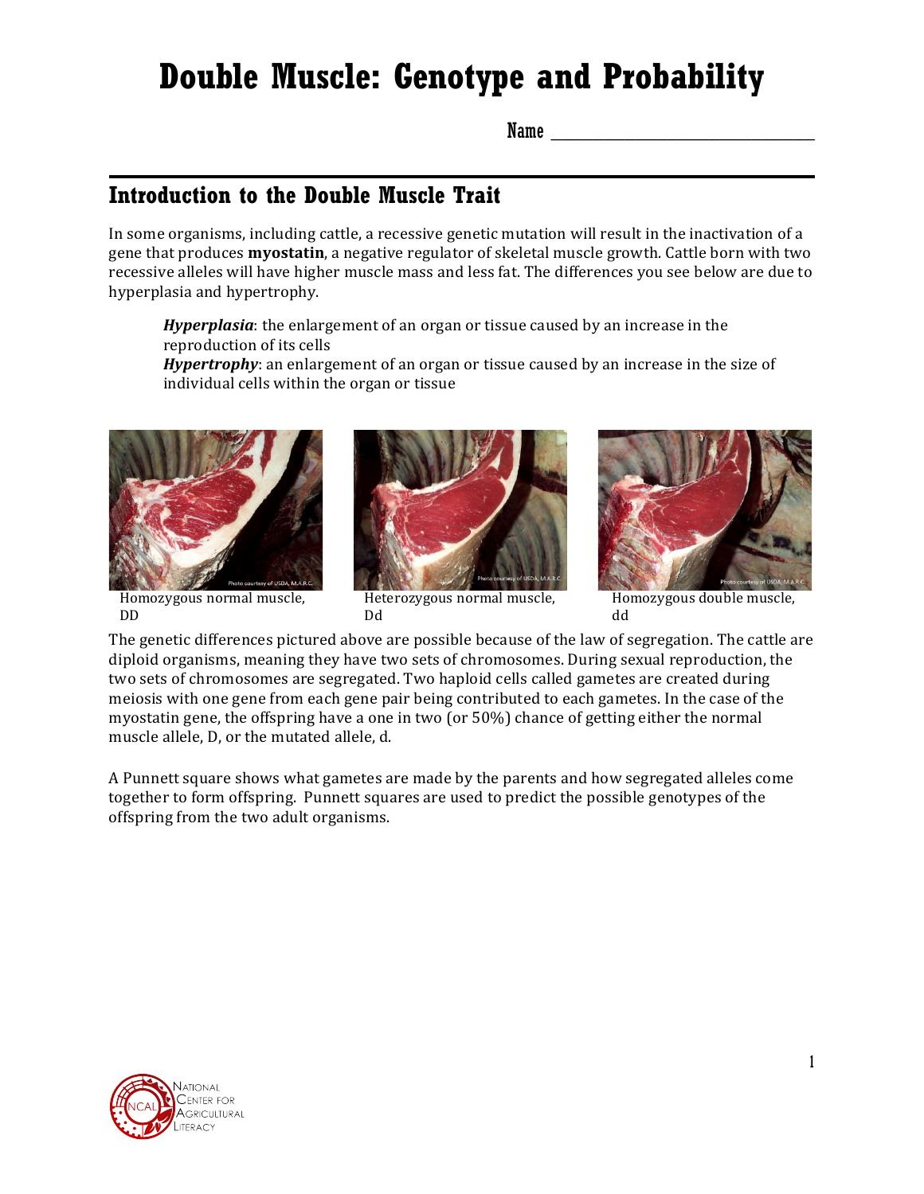# Double Muscle: Genotype and Probability

Name ________________________________

## Introduction to the Double Muscle Trait

In some organisms, including cattle, a recessive genetic mutation will result in the inactivation of a gene that produces **myostatin**, a negative regulator of skeletal muscle growth. Cattle born with two recessive alleles will have higher muscle mass and less fat. The differences you see below are due to hyperplasia and hypertrophy.

> ***Hyperplasia***: the enlargement of an organ or tissue caused by an increase in the reproduction of its cells
> ***Hypertrophy***: an enlargement of an organ or tissue caused by an increase in the size of individual cells within the organ or tissue

Homozygous normal muscle, DD

Heterozygous normal muscle, Dd

Homozygous double muscle, dd

The genetic differences pictured above are possible because of the law of segregation. The cattle are diploid organisms, meaning they have two sets of chromosomes. During sexual reproduction, the two sets of chromosomes are segregated. Two haploid cells called gametes are created during meiosis with one gene from each gene pair being contributed to each gametes. In the case of the myostatin gene, the offspring have a one in two (or 50%) chance of getting either the normal muscle allele, D, or the mutated allele, d.

A Punnett square shows what gametes are made by the parents and how segregated alleles come together to form offspring. Punnett squares are used to predict the possible genotypes of the offspring from the two adult organisms.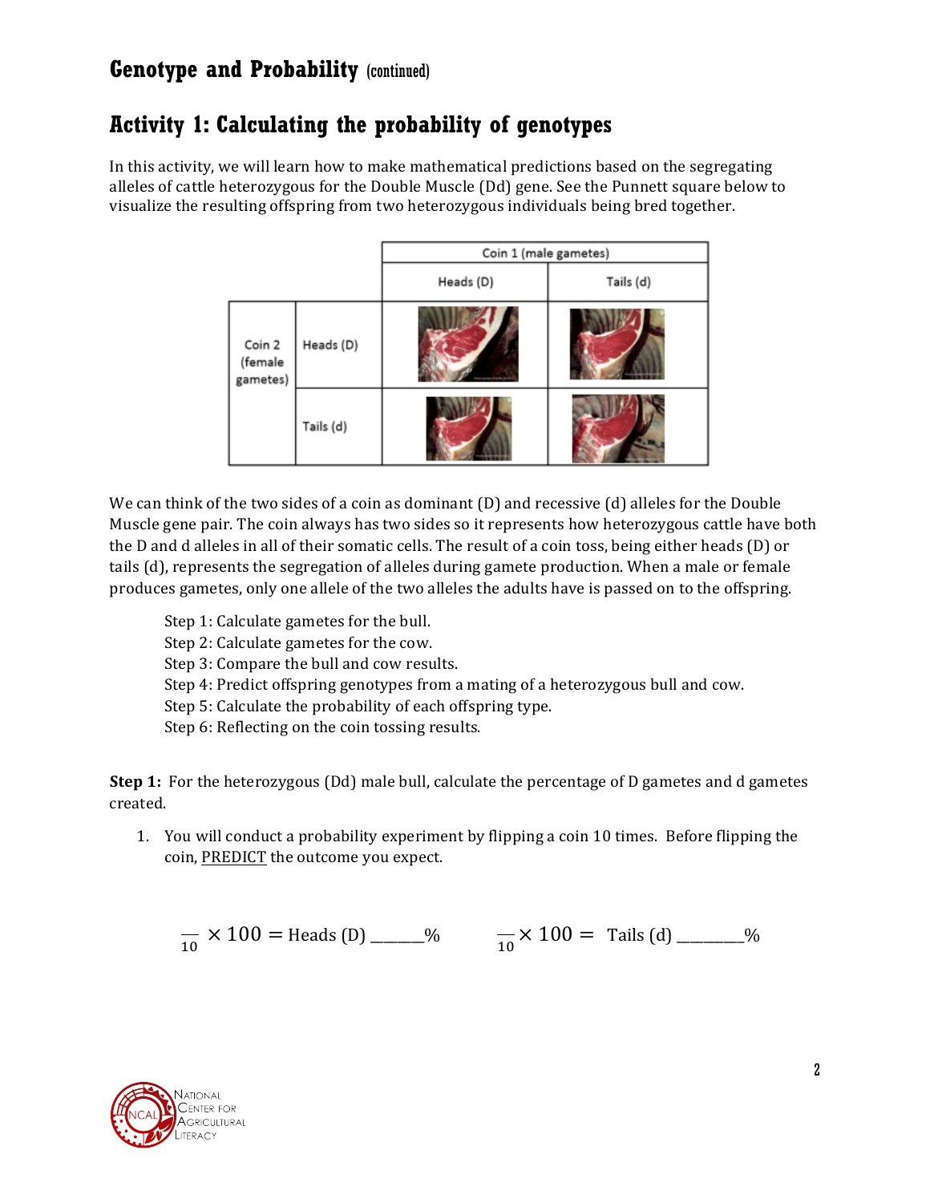## Genotype and Probability (continued)

## Activity 1: Calculating the probability of genotypes

In this activity, we will learn how to make mathematical predictions based on the segregating alleles of cattle heterozygous for the Double Muscle (Dd) gene. See the Punnett square below to visualize the resulting offspring from two heterozygous individuals being bred together.

| | | Coin 1 (male gametes) | |
|---|---|---|---|
| | | Heads (D) | Tails (d) |
| Coin 2 (female gametes) | Heads (D) | | |
| | Tails (d) | | |

We can think of the two sides of a coin as dominant (D) and recessive (d) alleles for the Double Muscle gene pair. The coin always has two sides so it represents how heterozygous cattle have both the D and d alleles in all of their somatic cells. The result of a coin toss, being either heads (D) or tails (d), represents the segregation of alleles during gamete production. When a male or female produces gametes, only one allele of the two alleles the adults have is passed on to the offspring.

Step 1: Calculate gametes for the bull.
Step 2: Calculate gametes for the cow.
Step 3: Compare the bull and cow results.
Step 4: Predict offspring genotypes from a mating of a heterozygous bull and cow.
Step 5: Calculate the probability of each offspring type.
Step 6: Reflecting on the coin tossing results.

**Step 1:** For the heterozygous (Dd) male bull, calculate the percentage of D gametes and d gametes created.

1. You will conduct a probability experiment by flipping a coin 10 times. Before flipping the coin, PREDICT the outcome you expect.

$\frac{\_\_}{10} \times 100 =$ Heads (D) ______%   $\frac{\_\_}{10} \times 100 =$ Tails (d) _______%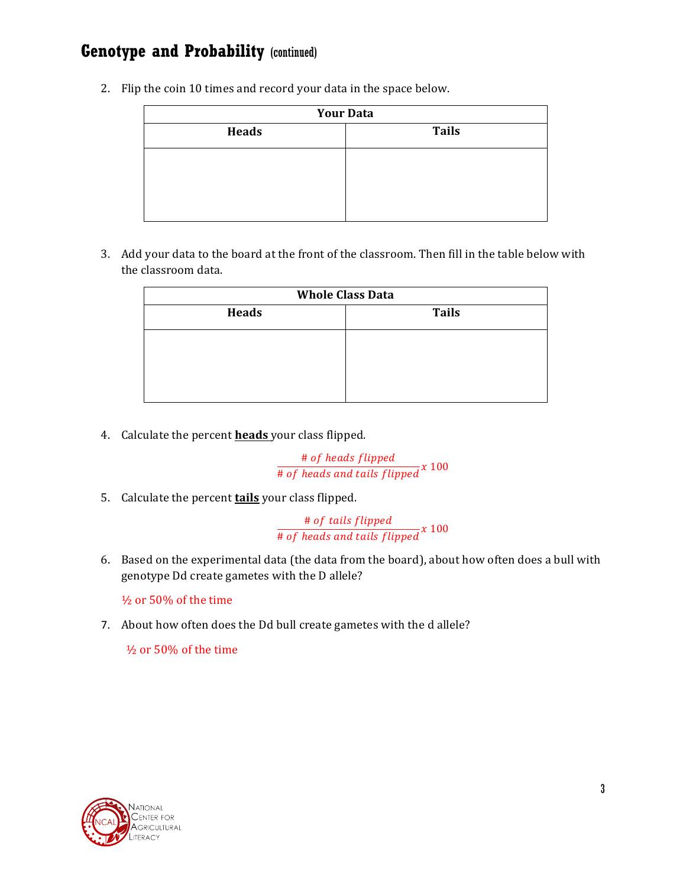# Genotype and Probability (continued)

2. Flip the coin 10 times and record your data in the space below.

| Your Data | |
|---|---|
| **Heads** | **Tails** |
| | |

3. Add your data to the board at the front of the classroom. Then fill in the table below with the classroom data.

| Whole Class Data | |
|---|---|
| **Heads** | **Tails** |
| | |

4. Calculate the percent **heads** your class flipped.

$$\frac{\#\ of\ heads\ flipped}{\#\ of\ heads\ and\ tails\ flipped} x\ 100$$

5. Calculate the percent **tails** your class flipped.

$$\frac{\#\ of\ tails\ flipped}{\#\ of\ heads\ and\ tails\ flipped} x\ 100$$

6. Based on the experimental data (the data from the board), about how often does a bull with genotype Dd create gametes with the D allele?

   ½ or 50% of the time

7. About how often does the Dd bull create gametes with the d allele?

   ½ or 50% of the time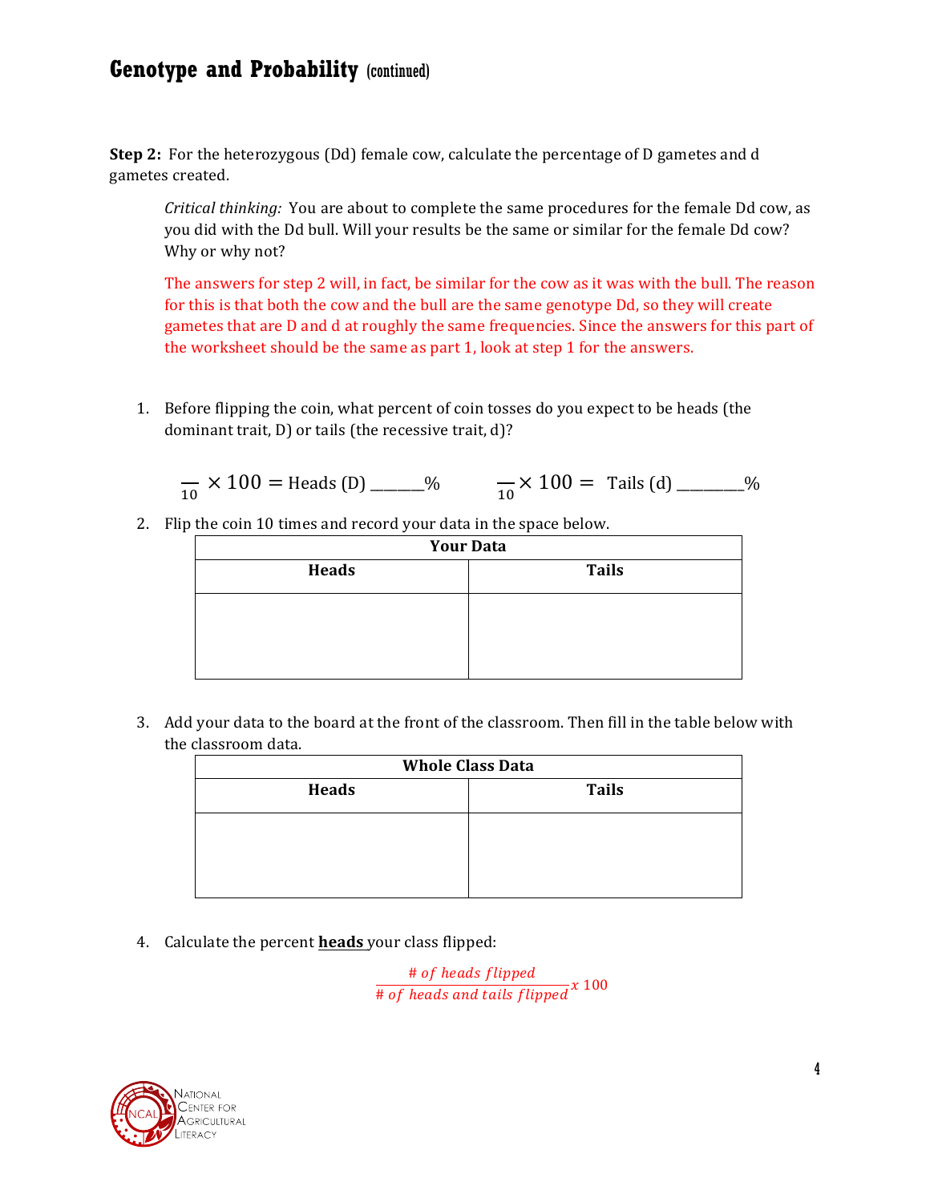## Genotype and Probability (continued)

**Step 2:** For the heterozygous (Dd) female cow, calculate the percentage of D gametes and d gametes created.

> *Critical thinking:* You are about to complete the same procedures for the female Dd cow, as you did with the Dd bull. Will your results be the same or similar for the female Dd cow? Why or why not?
>
> The answers for step 2 will, in fact, be similar for the cow as it was with the bull. The reason for this is that both the cow and the bull are the same genotype Dd, so they will create gametes that are D and d at roughly the same frequencies. Since the answers for this part of the worksheet should be the same as part 1, look at step 1 for the answers.

1. Before flipping the coin, what percent of coin tosses do you expect to be heads (the dominant trait, D) or tails (the recessive trait, d)?

   $\frac{\_}{10} \times 100 =$ Heads (D) ______%  $\frac{\_}{10} \times 100 =$ Tails (d) ________%

2. Flip the coin 10 times and record your data in the space below.

| Your Data | |
|---|---|
| **Heads** | **Tails** |
| | |

3. Add your data to the board at the front of the classroom. Then fill in the table below with the classroom data.

| Whole Class Data | |
|---|---|
| **Heads** | **Tails** |
| | |

4. Calculate the percent **heads** your class flipped:

$$\frac{\#\ of\ heads\ flipped}{\#\ of\ heads\ and\ tails\ flipped} x\ 100$$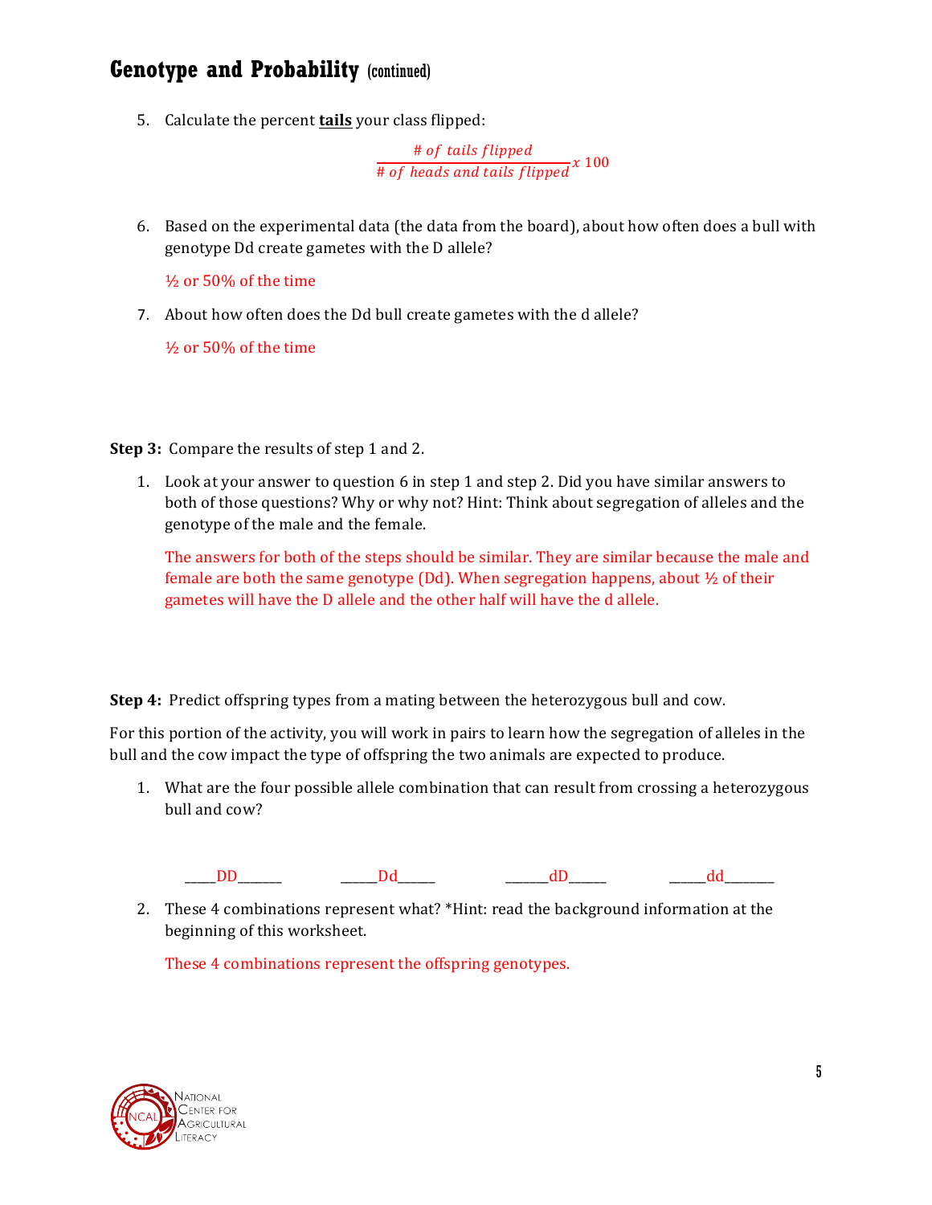## Genotype and Probability (continued)

5. Calculate the percent **tails** your class flipped:

$$\frac{\#\ of\ tails\ flipped}{\#\ of\ heads\ and\ tails\ flipped} x\ 100$$

6. Based on the experimental data (the data from the board), about how often does a bull with genotype Dd create gametes with the D allele?

   ½ or 50% of the time

7. About how often does the Dd bull create gametes with the d allele?

   ½ or 50% of the time

**Step 3:** Compare the results of step 1 and 2.

1. Look at your answer to question 6 in step 1 and step 2. Did you have similar answers to both of those questions? Why or why not? Hint: Think about segregation of alleles and the genotype of the male and the female.

   The answers for both of the steps should be similar. They are similar because the male and female are both the same genotype (Dd). When segregation happens, about ½ of their gametes will have the D allele and the other half will have the d allele.

**Step 4:** Predict offspring types from a mating between the heterozygous bull and cow.

For this portion of the activity, you will work in pairs to learn how the segregation of alleles in the bull and the cow impact the type of offspring the two animals are expected to produce.

1. What are the four possible allele combination that can result from crossing a heterozygous bull and cow?

   ____DD______ &nbsp;&nbsp;&nbsp; _____Dd_____ &nbsp;&nbsp;&nbsp; ______dD_____ &nbsp;&nbsp;&nbsp; _____dd_______

2. These 4 combinations represent what? *Hint: read the background information at the beginning of this worksheet.

   These 4 combinations represent the offspring genotypes.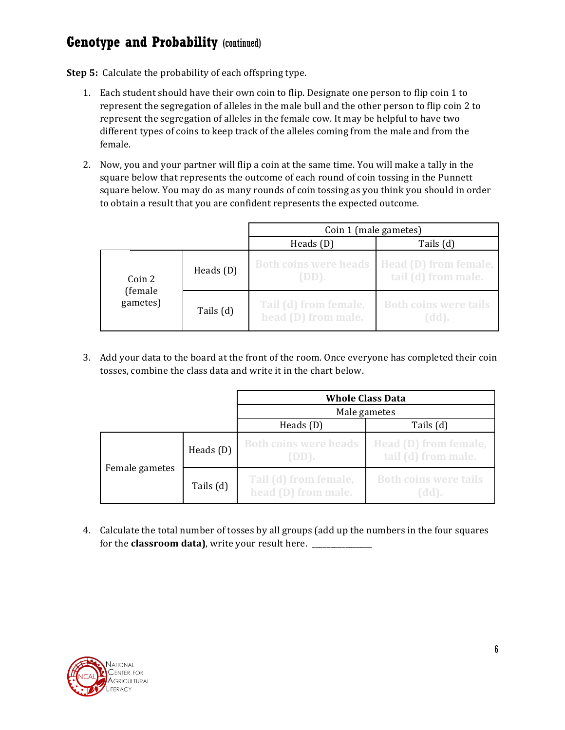## Genotype and Probability (continued)

**Step 5:** Calculate the probability of each offspring type.

1. Each student should have their own coin to flip. Designate one person to flip coin 1 to represent the segregation of alleles in the male bull and the other person to flip coin 2 to represent the segregation of alleles in the female cow. It may be helpful to have two different types of coins to keep track of the alleles coming from the male and from the female.

2. Now, you and your partner will flip a coin at the same time. You will make a tally in the square below that represents the outcome of each round of coin tossing in the Punnett square below. You may do as many rounds of coin tossing as you think you should in order to obtain a result that you are confident represents the expected outcome.

| | | Coin 1 (male gametes) | |
|---|---|---|---|
| | | Heads (D) | Tails (d) |
| Coin 2 (female gametes) | Heads (D) | Both coins were heads (DD). | Head (D) from female, tail (d) from male. |
| | Tails (d) | Tail (d) from female, head (D) from male. | Both coins were tails (dd). |

3. Add your data to the board at the front of the room. Once everyone has completed their coin tosses, combine the class data and write it in the chart below.

| | | **Whole Class Data** | |
|---|---|---|---|
| | | Male gametes | |
| | | Heads (D) | Tails (d) |
| Female gametes | Heads (D) | Both coins were heads (DD). | Head (D) from female, tail (d) from male. |
| | Tails (d) | Tail (d) from female, head (D) from male. | Both coins were tails (dd). |

4. Calculate the total number of tosses by all groups (add up the numbers in the four squares for the **classroom data)**, write your result here. _______________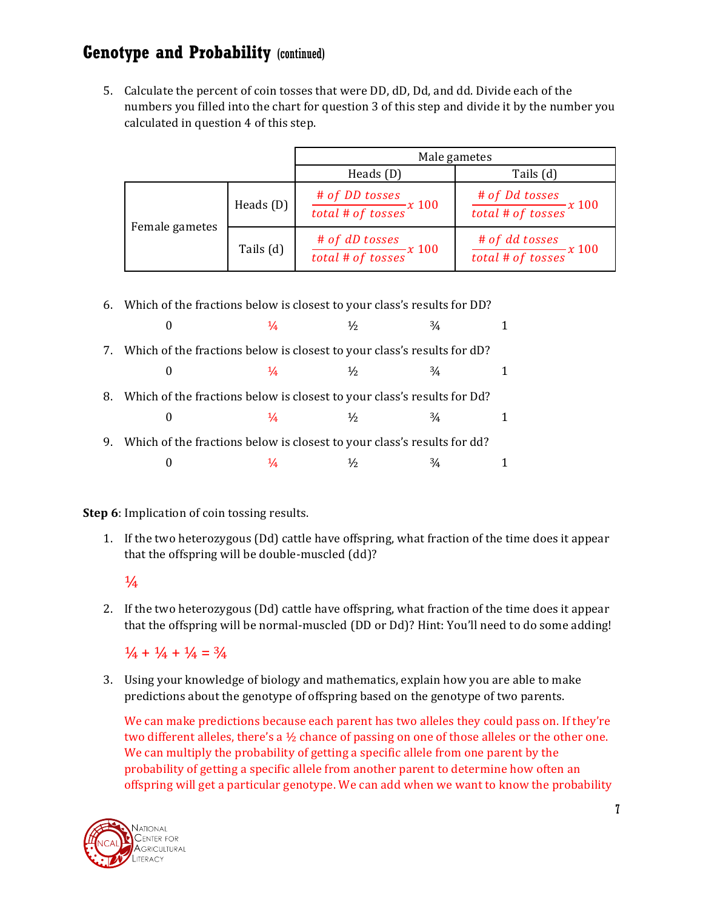## Genotype and Probability (continued)

5. Calculate the percent of coin tosses that were DD, dD, Dd, and dd. Divide each of the numbers you filled into the chart for question 3 of this step and divide it by the number you calculated in question 4 of this step.

| | | Male gametes | |
|---|---|---|---|
| | | Heads (D) | Tails (d) |
| Female gametes | Heads (D) | $\frac{\#\ of\ DD\ tosses}{total\ \#\ of\ tosses} x\ 100$ | $\frac{\#\ of\ Dd\ tosses}{total\ \#\ of\ tosses} x\ 100$ |
| | Tails (d) | $\frac{\#\ of\ dD\ tosses}{total\ \#\ of\ tosses} x\ 100$ | $\frac{\#\ of\ dd\ tosses}{total\ \#\ of\ tosses} x\ 100$ |

6. Which of the fractions below is closest to your class's results for DD?

   0 ¼ ½ ¾ 1

7. Which of the fractions below is closest to your class's results for dD?

   0 ¼ ½ ¾ 1

8. Which of the fractions below is closest to your class's results for Dd?

   0 ¼ ½ ¾ 1

9. Which of the fractions below is closest to your class's results for dd?

   0 ¼ ½ ¾ 1

**Step 6**: Implication of coin tossing results.

1. If the two heterozygous (Dd) cattle have offspring, what fraction of the time does it appear that the offspring will be double-muscled (dd)?

   ¼

2. If the two heterozygous (Dd) cattle have offspring, what fraction of the time does it appear that the offspring will be normal-muscled (DD or Dd)? Hint: You'll need to do some adding!

   ¼ + ¼ + ¼ = ¾

3. Using your knowledge of biology and mathematics, explain how you are able to make predictions about the genotype of offspring based on the genotype of two parents.

   We can make predictions because each parent has two alleles they could pass on. If they're two different alleles, there's a ½ chance of passing on one of those alleles or the other one. We can multiply the probability of getting a specific allele from one parent by the probability of getting a specific allele from another parent to determine how often an offspring will get a particular genotype. We can add when we want to know the probability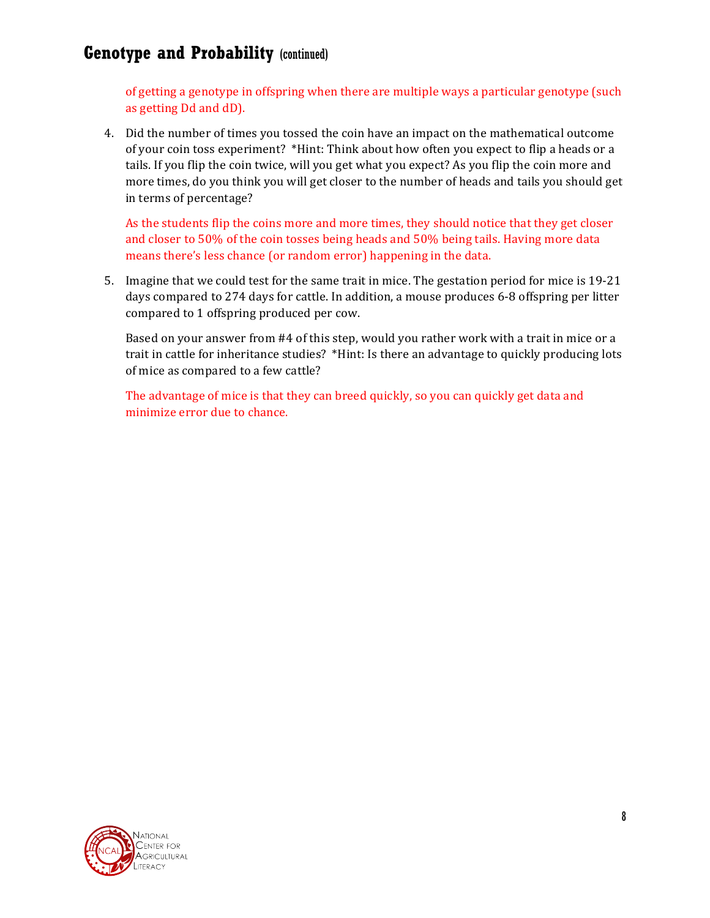## Genotype and Probability (continued)

of getting a genotype in offspring when there are multiple ways a particular genotype (such as getting Dd and dD).

4. Did the number of times you tossed the coin have an impact on the mathematical outcome of your coin toss experiment? *Hint: Think about how often you expect to flip a heads or a tails. If you flip the coin twice, will you get what you expect? As you flip the coin more and more times, do you think you will get closer to the number of heads and tails you should get in terms of percentage?

   As the students flip the coins more and more times, they should notice that they get closer and closer to 50% of the coin tosses being heads and 50% being tails. Having more data means there's less chance (or random error) happening in the data.

5. Imagine that we could test for the same trait in mice. The gestation period for mice is 19-21 days compared to 274 days for cattle. In addition, a mouse produces 6-8 offspring per litter compared to 1 offspring produced per cow.

   Based on your answer from #4 of this step, would you rather work with a trait in mice or a trait in cattle for inheritance studies? *Hint: Is there an advantage to quickly producing lots of mice as compared to a few cattle?

   The advantage of mice is that they can breed quickly, so you can quickly get data and minimize error due to chance.